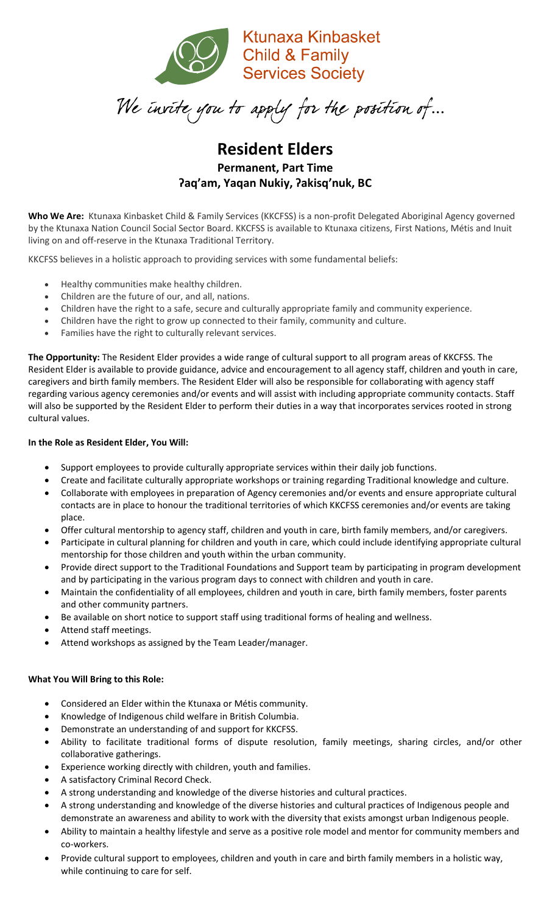Ktunaxa Kinbasket
Child & Family
Services Society

*We invite you to apply for the position of…*

# Resident Elders

## Permanent, Part Time
## ʔaq'am, Yaqan Nukiy, ʔakisq'nuk, BC

**Who We Are:** Ktunaxa Kinbasket Child & Family Services (KKCFSS) is a non-profit Delegated Aboriginal Agency governed by the Ktunaxa Nation Council Social Sector Board. KKCFSS is available to Ktunaxa citizens, First Nations, Métis and Inuit living on and off-reserve in the Ktunaxa Traditional Territory.

KKCFSS believes in a holistic approach to providing services with some fundamental beliefs:

- Healthy communities make healthy children.
- Children are the future of our, and all, nations.
- Children have the right to a safe, secure and culturally appropriate family and community experience.
- Children have the right to grow up connected to their family, community and culture.
- Families have the right to culturally relevant services.

**The Opportunity:** The Resident Elder provides a wide range of cultural support to all program areas of KKCFSS. The Resident Elder is available to provide guidance, advice and encouragement to all agency staff, children and youth in care, caregivers and birth family members. The Resident Elder will also be responsible for collaborating with agency staff regarding various agency ceremonies and/or events and will assist with including appropriate community contacts. Staff will also be supported by the Resident Elder to perform their duties in a way that incorporates services rooted in strong cultural values.

**In the Role as Resident Elder, You Will:**

- Support employees to provide culturally appropriate services within their daily job functions.
- Create and facilitate culturally appropriate workshops or training regarding Traditional knowledge and culture.
- Collaborate with employees in preparation of Agency ceremonies and/or events and ensure appropriate cultural contacts are in place to honour the traditional territories of which KKCFSS ceremonies and/or events are taking place.
- Offer cultural mentorship to agency staff, children and youth in care, birth family members, and/or caregivers.
- Participate in cultural planning for children and youth in care, which could include identifying appropriate cultural mentorship for those children and youth within the urban community.
- Provide direct support to the Traditional Foundations and Support team by participating in program development and by participating in the various program days to connect with children and youth in care.
- Maintain the confidentiality of all employees, children and youth in care, birth family members, foster parents and other community partners.
- Be available on short notice to support staff using traditional forms of healing and wellness.
- Attend staff meetings.
- Attend workshops as assigned by the Team Leader/manager.

**What You Will Bring to this Role:**

- Considered an Elder within the Ktunaxa or Métis community.
- Knowledge of Indigenous child welfare in British Columbia.
- Demonstrate an understanding of and support for KKCFSS.
- Ability to facilitate traditional forms of dispute resolution, family meetings, sharing circles, and/or other collaborative gatherings.
- Experience working directly with children, youth and families.
- A satisfactory Criminal Record Check.
- A strong understanding and knowledge of the diverse histories and cultural practices.
- A strong understanding and knowledge of the diverse histories and cultural practices of Indigenous people and demonstrate an awareness and ability to work with the diversity that exists amongst urban Indigenous people.
- Ability to maintain a healthy lifestyle and serve as a positive role model and mentor for community members and co-workers.
- Provide cultural support to employees, children and youth in care and birth family members in a holistic way, while continuing to care for self.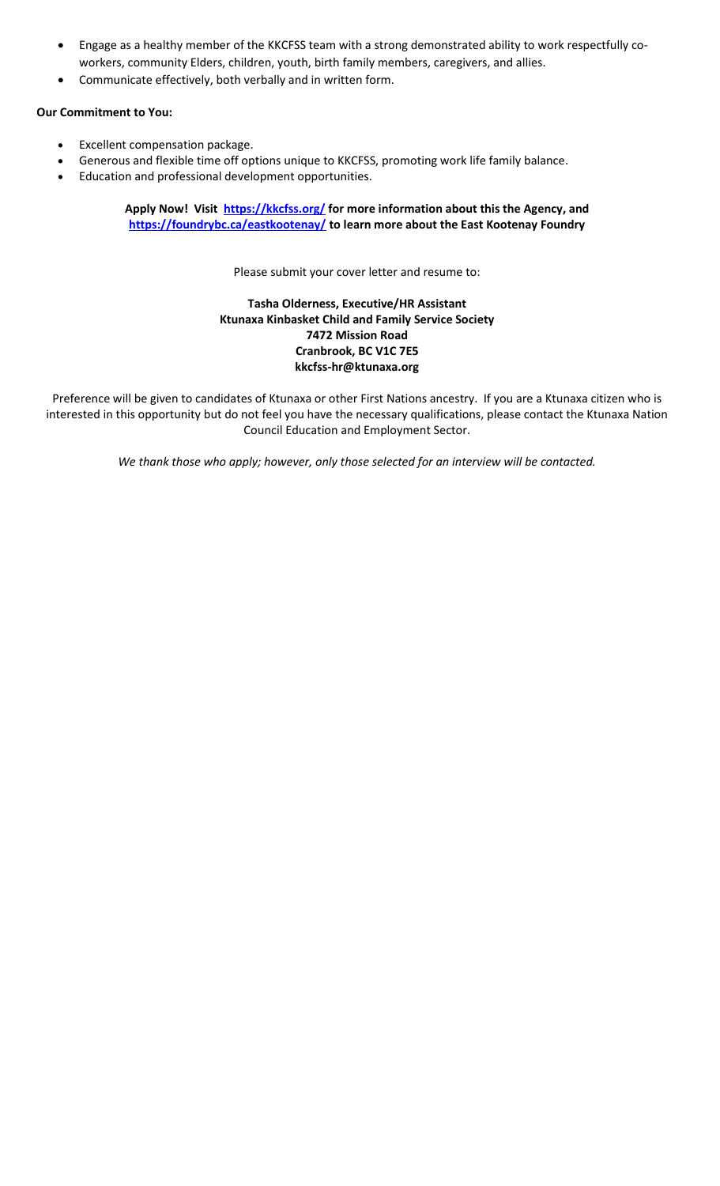- Engage as a healthy member of the KKCFSS team with a strong demonstrated ability to work respectfully co-workers, community Elders, children, youth, birth family members, caregivers, and allies.
- Communicate effectively, both verbally and in written form.

**Our Commitment to You:**

- Excellent compensation package.
- Generous and flexible time off options unique to KKCFSS, promoting work life family balance.
- Education and professional development opportunities.

**Apply Now! Visit [https://kkcfss.org/](https://kkcfss.org/) for more information about this the Agency, and [https://foundrybc.ca/eastkootenay/](https://foundrybc.ca/eastkootenay/) to learn more about the East Kootenay Foundry**

Please submit your cover letter and resume to:

**Tasha Olderness, Executive/HR Assistant**
**Ktunaxa Kinbasket Child and Family Service Society**
**7472 Mission Road**
**Cranbrook, BC V1C 7E5**
**kkcfss-hr@ktunaxa.org**

Preference will be given to candidates of Ktunaxa or other First Nations ancestry. If you are a Ktunaxa citizen who is interested in this opportunity but do not feel you have the necessary qualifications, please contact the Ktunaxa Nation Council Education and Employment Sector.

*We thank those who apply; however, only those selected for an interview will be contacted.*